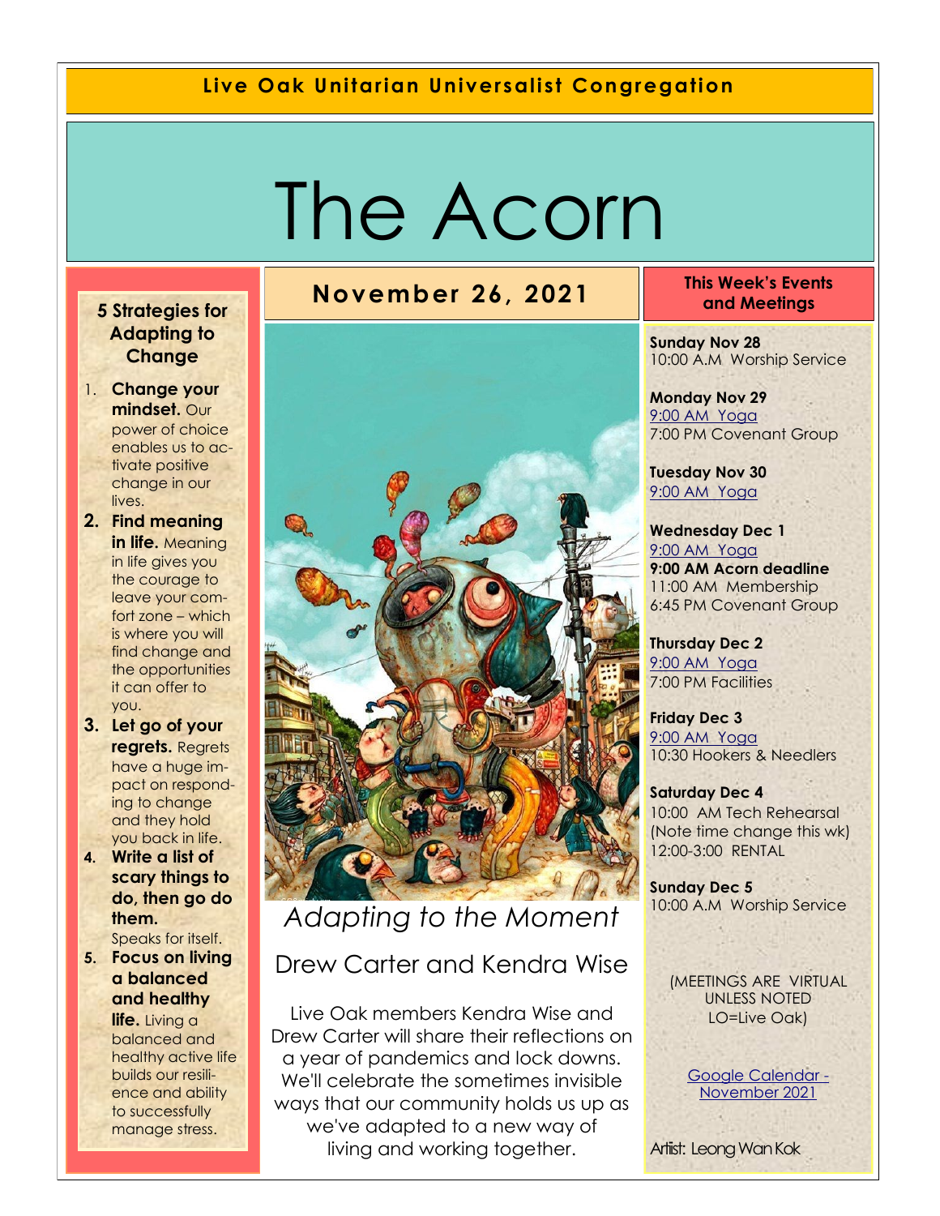**Live Oak Unitarian Universalist Congregation**

# The Acorn

## November 26, 2021

### 5 Strategies for Adapting to Change

1. **Change your mindset.** Our power of choice enables us to activate positive change in our lives.
2. **Find meaning in life.** Meaning in life gives you the courage to leave your comfort zone – which is where you will find change and the opportunities it can offer to you.
3. **Let go of your regrets.** Regrets have a huge impact on responding to change and they hold you back in life.
4. **Write a list of scary things to do, then go do them.** Speaks for itself.
5. **Focus on living a balanced and healthy life.** Living a balanced and healthy active life builds our resilience and ability to successfully manage stress.

## *Adapting to the Moment*

### Drew Carter and Kendra Wise

Live Oak members Kendra Wise and Drew Carter will share their reflections on a year of pandemics and lock downs. We'll celebrate the sometimes invisible ways that our community holds us up as we've adapted to a new way of living and working together.

### This Week's Events and Meetings

**Sunday Nov 28**
10:00 A.M Worship Service

**Monday Nov 29**
9:00 AM Yoga
7:00 PM Covenant Group

**Tuesday Nov 30**
9:00 AM Yoga

**Wednesday Dec 1**
9:00 AM Yoga
**9:00 AM Acorn deadline**
11:00 AM Membership
6:45 PM Covenant Group

**Thursday Dec 2**
9:00 AM Yoga
7:00 PM Facilities

**Friday Dec 3**
9:00 AM Yoga
10:30 Hookers & Needlers

**Saturday Dec 4**
10:00 AM Tech Rehearsal (Note time change this wk)
12:00-3:00 RENTAL

**Sunday Dec 5**
10:00 A.M Worship Service

(MEETINGS ARE VIRTUAL UNLESS NOTED LO=Live Oak)

Google Calendar - November 2021

Artist: Leong Wan Kok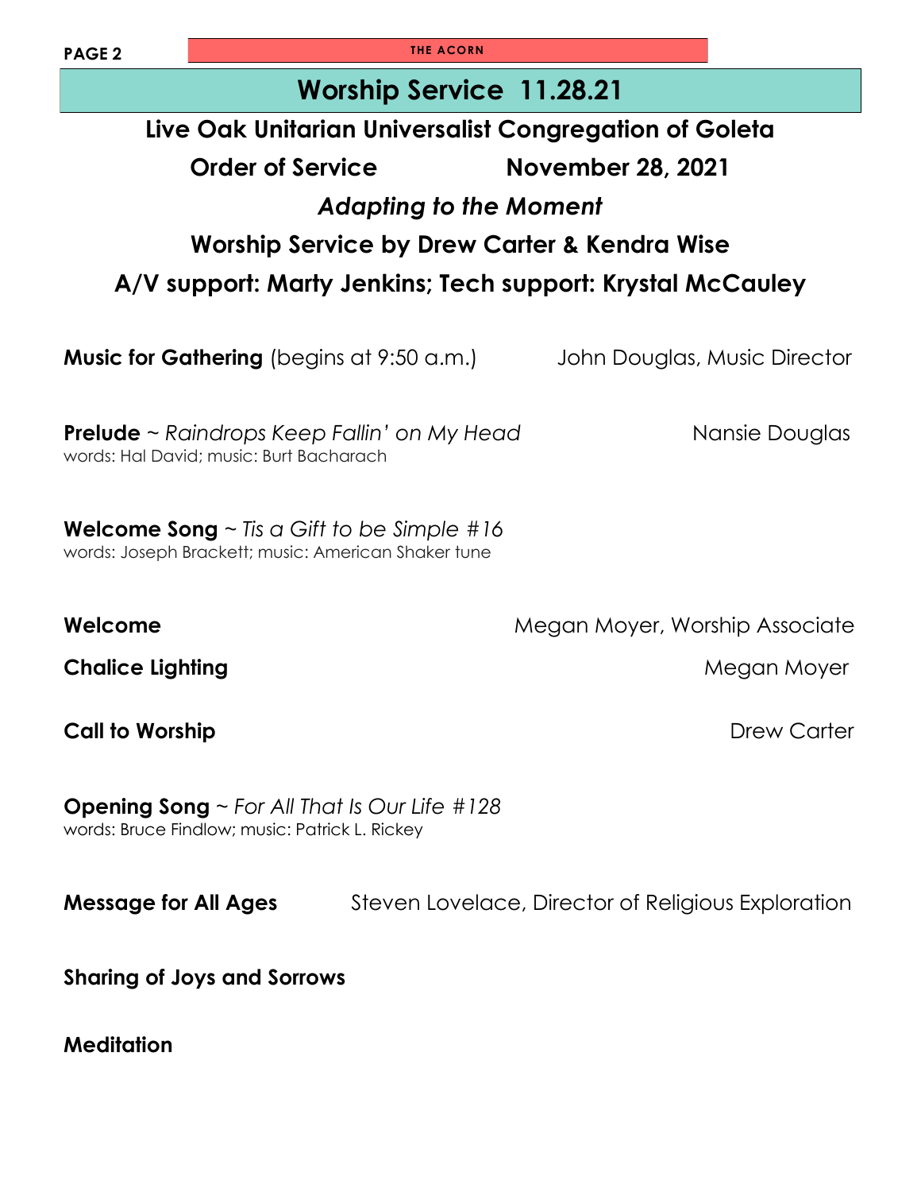# Worship Service 11.28.21

**Live Oak Unitarian Universalist Congregation of Goleta**

**Order of Service** **November 28, 2021**

***Adapting to the Moment***

**Worship Service by Drew Carter & Kendra Wise**

**A/V support: Marty Jenkins; Tech support: Krystal McCauley**

**Music for Gathering** (begins at 9:50 a.m.) John Douglas, Music Director

**Prelude** ~ *Raindrops Keep Fallin' on My Head* Nansie Douglas
words: Hal David; music: Burt Bacharach

**Welcome Song** ~ *Tis a Gift to be Simple #16*
words: Joseph Brackett; music: American Shaker tune

**Welcome** Megan Moyer, Worship Associate

**Chalice Lighting** Megan Moyer

**Call to Worship** Drew Carter

**Opening Song** ~ *For All That Is Our Life #128*
words: Bruce Findlow; music: Patrick L. Rickey

**Message for All Ages** Steven Lovelace, Director of Religious Exploration

**Sharing of Joys and Sorrows**

**Meditation**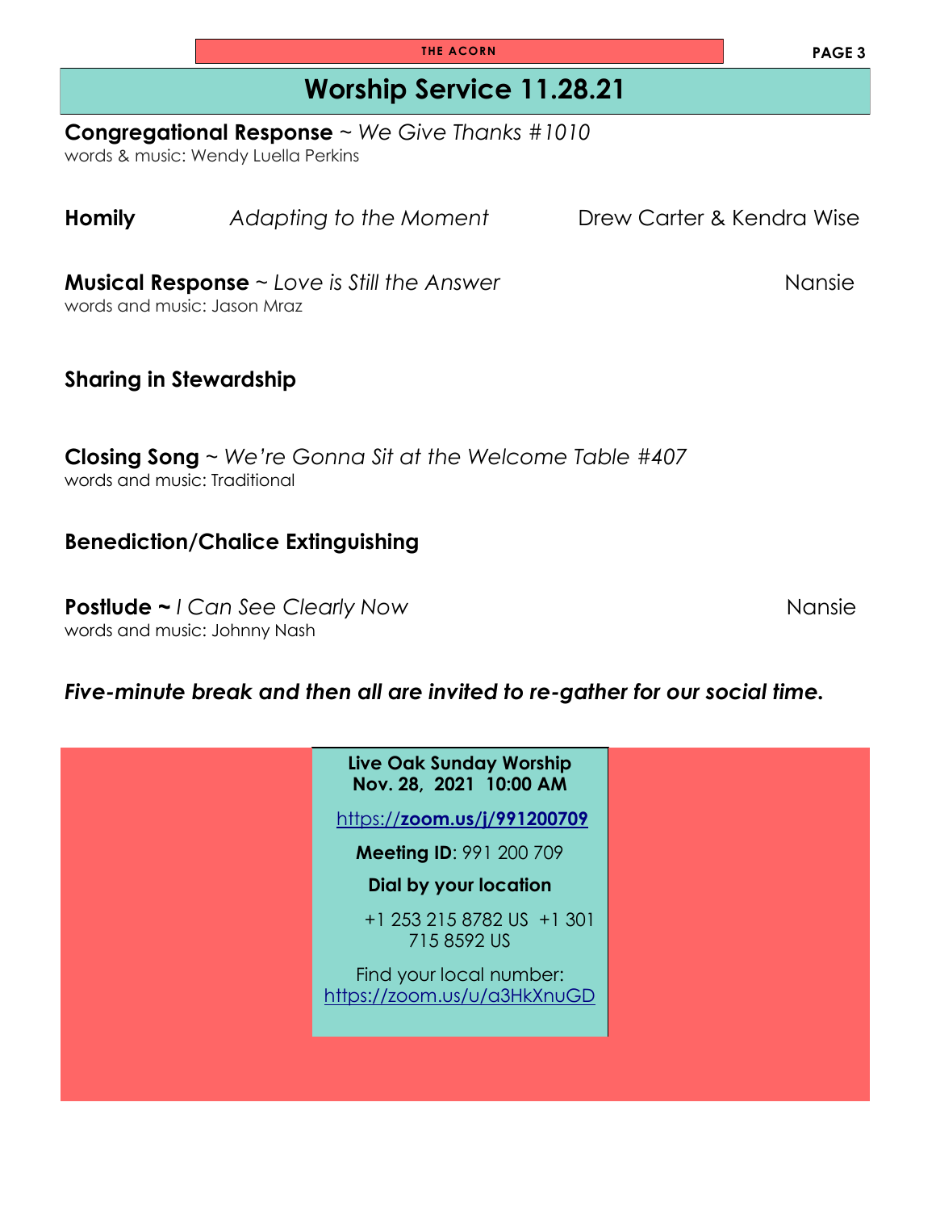# Worship Service 11.28.21

**Congregational Response** ~ *We Give Thanks #1010*
words & music: Wendy Luella Perkins

**Homily** *Adapting to the Moment* Drew Carter & Kendra Wise

**Musical Response** ~ *Love is Still the Answer* Nansie
words and music: Jason Mraz

**Sharing in Stewardship**

**Closing Song** ~ *We're Gonna Sit at the Welcome Table #407*
words and music: Traditional

**Benediction/Chalice Extinguishing**

**Postlude ~** *I Can See Clearly Now* Nansie
words and music: Johnny Nash

***Five-minute break and then all are invited to re-gather for our social time.***

**Live Oak Sunday Worship**
**Nov. 28, 2021 10:00 AM**

https://**zoom.us/j/991200709**

**Meeting ID**: 991 200 709

**Dial by your location**

+1 253 215 8782 US +1 301 715 8592 US

Find your local number: https://zoom.us/u/a3HkXnuGD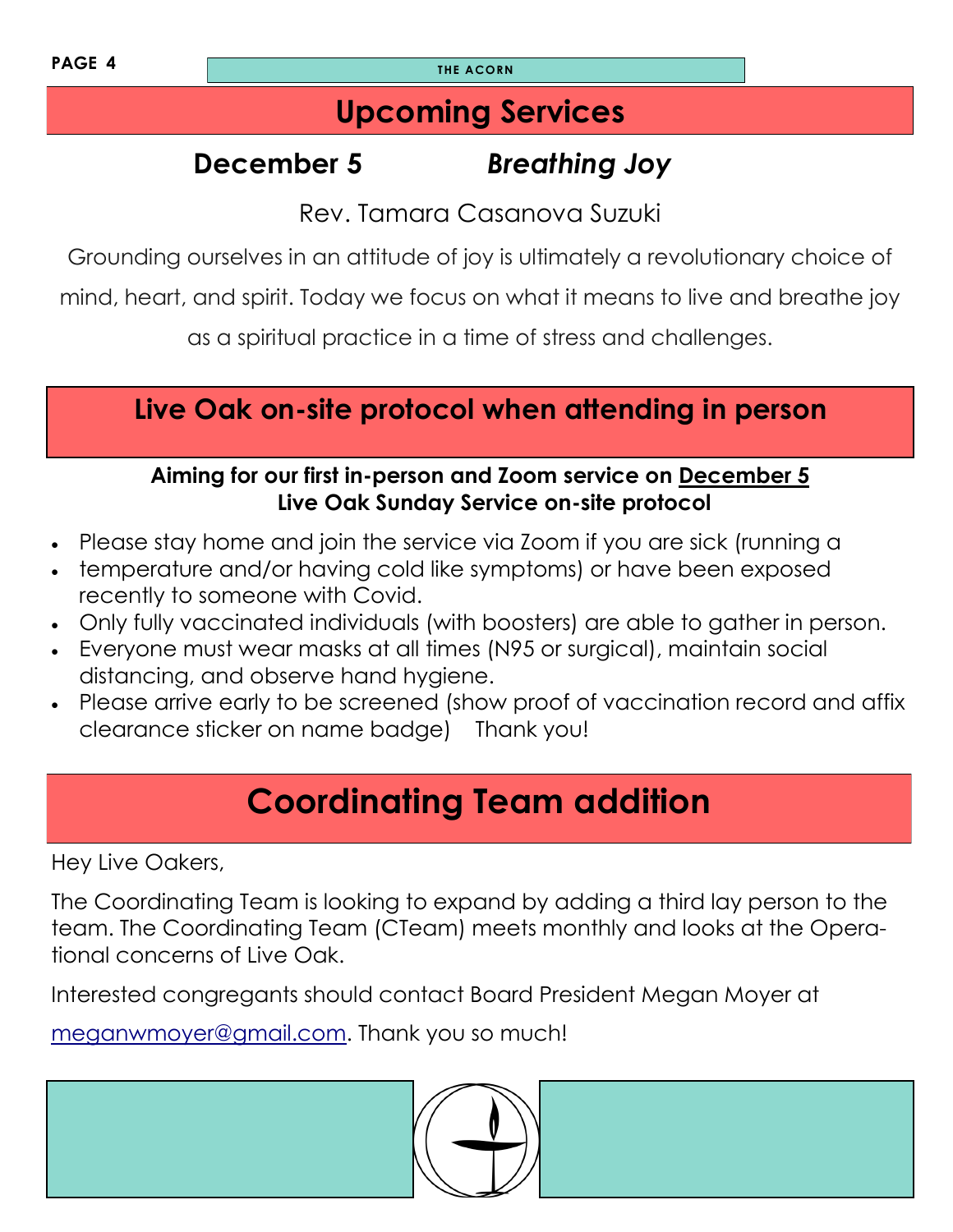## Upcoming Services

**December 5** ***Breathing Joy***

Rev. Tamara Casanova Suzuki

Grounding ourselves in an attitude of joy is ultimately a revolutionary choice of mind, heart, and spirit. Today we focus on what it means to live and breathe joy as a spiritual practice in a time of stress and challenges.

## Live Oak on-site protocol when attending in person

**Aiming for our first in-person and Zoom service on December 5**
**Live Oak Sunday Service on-site protocol**

- Please stay home and join the service via Zoom if you are sick (running a
- temperature and/or having cold like symptoms) or have been exposed recently to someone with Covid.
- Only fully vaccinated individuals (with boosters) are able to gather in person.
- Everyone must wear masks at all times (N95 or surgical), maintain social distancing, and observe hand hygiene.
- Please arrive early to be screened (show proof of vaccination record and affix clearance sticker on name badge) Thank you!

## Coordinating Team addition

Hey Live Oakers,

The Coordinating Team is looking to expand by adding a third lay person to the team. The Coordinating Team (CTeam) meets monthly and looks at the Operational concerns of Live Oak.

Interested congregants should contact Board President Megan Moyer at meganwmoyer@gmail.com. Thank you so much!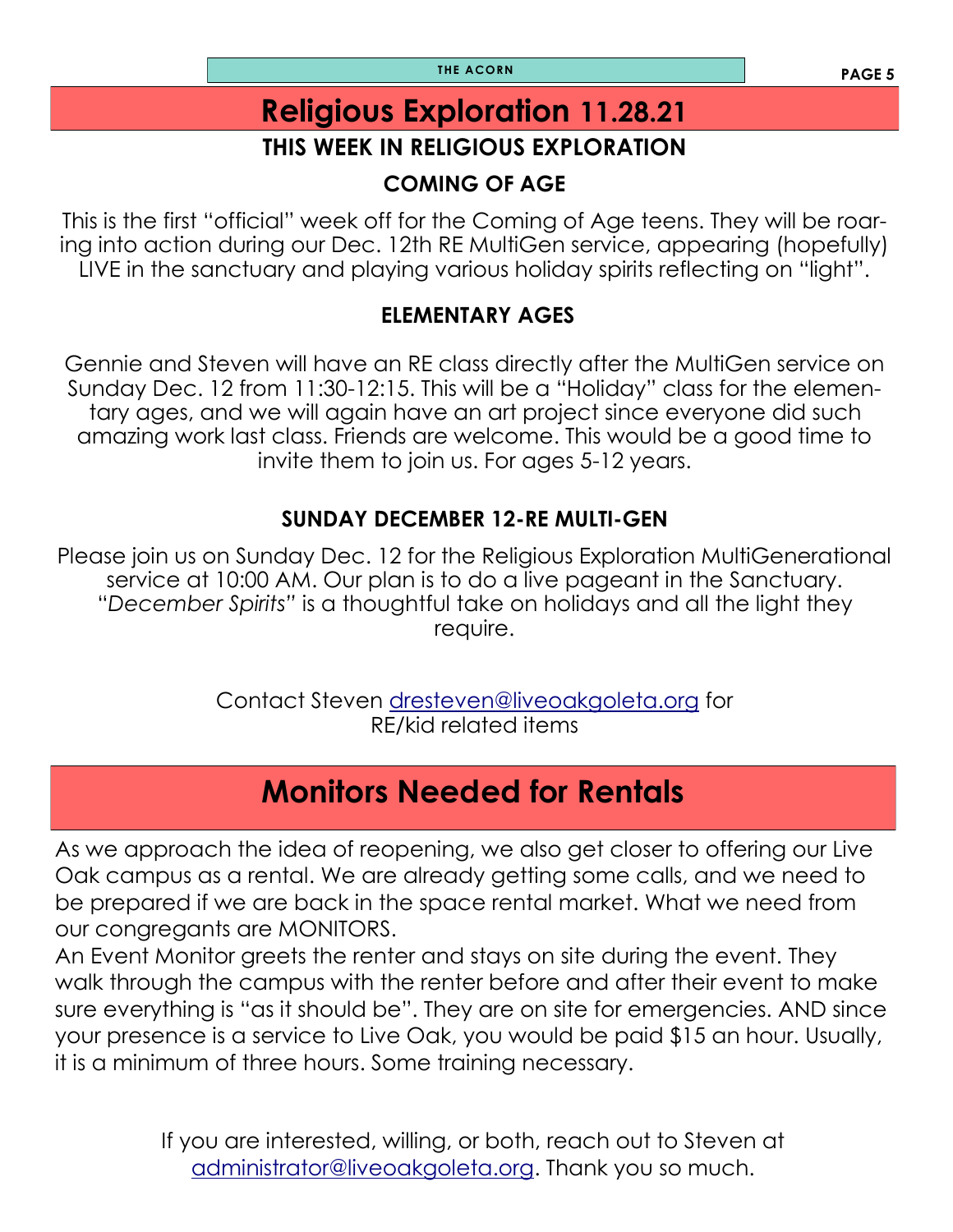# Religious Exploration 11.28.21

## THIS WEEK IN RELIGIOUS EXPLORATION

### COMING OF AGE

This is the first "official" week off for the Coming of Age teens. They will be roaring into action during our Dec. 12th RE MultiGen service, appearing (hopefully) LIVE in the sanctuary and playing various holiday spirits reflecting on "light".

### ELEMENTARY AGES

Gennie and Steven will have an RE class directly after the MultiGen service on Sunday Dec. 12 from 11:30-12:15. This will be a "Holiday" class for the elementary ages, and we will again have an art project since everyone did such amazing work last class. Friends are welcome. This would be a good time to invite them to join us. For ages 5-12 years.

### SUNDAY DECEMBER 12-RE MULTI-GEN

Please join us on Sunday Dec. 12 for the Religious Exploration MultiGenerational service at 10:00 AM. Our plan is to do a live pageant in the Sanctuary. "*December Spirits*" is a thoughtful take on holidays and all the light they require.

Contact Steven dresteven@liveoakgoleta.org for RE/kid related items

# Monitors Needed for Rentals

As we approach the idea of reopening, we also get closer to offering our Live Oak campus as a rental. We are already getting some calls, and we need to be prepared if we are back in the space rental market. What we need from our congregants are MONITORS.

An Event Monitor greets the renter and stays on site during the event. They walk through the campus with the renter before and after their event to make sure everything is "as it should be". They are on site for emergencies. AND since your presence is a service to Live Oak, you would be paid $15 an hour. Usually, it is a minimum of three hours. Some training necessary.

If you are interested, willing, or both, reach out to Steven at administrator@liveoakgoleta.org. Thank you so much.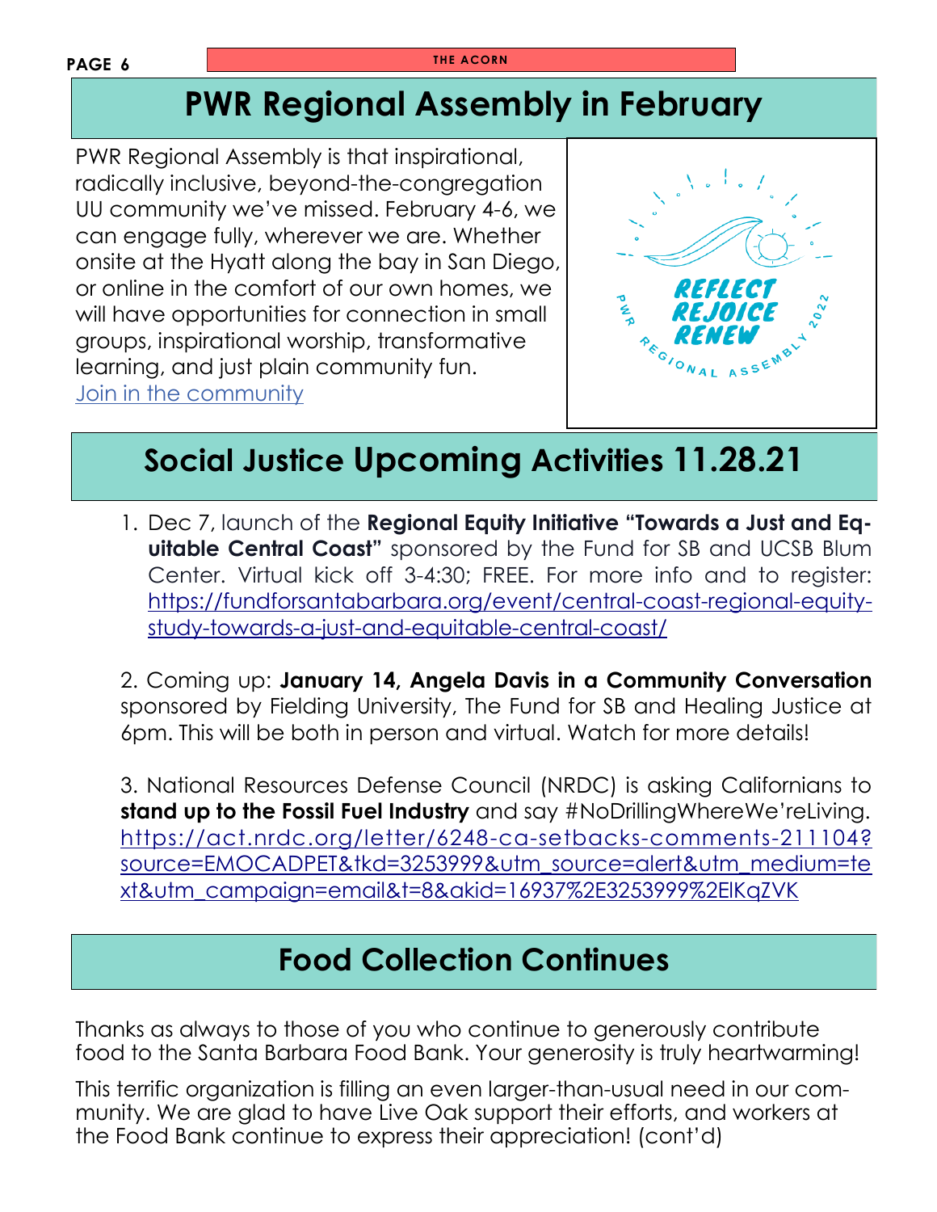# PWR Regional Assembly in February

PWR Regional Assembly is that inspirational, radically inclusive, beyond-the-congregation UU community we've missed. February 4-6, we can engage fully, wherever we are. Whether onsite at the Hyatt along the bay in San Diego, or online in the comfort of our own homes, we will have opportunities for connection in small groups, inspirational worship, transformative learning, and just plain community fun.
[Join in the community]

REFLECT
REJOICE
RENEW
PWR REGIONAL ASSEMBLY 2022

# Social Justice Upcoming Activities 11.28.21

1. Dec 7, launch of the **Regional Equity Initiative "Towards a Just and Equitable Central Coast"** sponsored by the Fund for SB and UCSB Blum Center. Virtual kick off 3-4:30; FREE. For more info and to register: https://fundforsantabarbara.org/event/central-coast-regional-equity-study-towards-a-just-and-equitable-central-coast/

2. Coming up: **January 14, Angela Davis in a Community Conversation** sponsored by Fielding University, The Fund for SB and Healing Justice at 6pm. This will be both in person and virtual. Watch for more details!

3. National Resources Defense Council (NRDC) is asking Californians to **stand up to the Fossil Fuel Industry** and say #NoDrillingWhereWe'reLiving. https://act.nrdc.org/letter/6248-ca-setbacks-comments-211104?source=EMOCADPET&tkd=3253999&utm_source=alert&utm_medium=text&utm_campaign=email&t=8&akid=16937%2E3253999%2ElKqZVK

# Food Collection Continues

Thanks as always to those of you who continue to generously contribute food to the Santa Barbara Food Bank. Your generosity is truly heartwarming!

This terrific organization is filling an even larger-than-usual need in our community. We are glad to have Live Oak support their efforts, and workers at the Food Bank continue to express their appreciation! (cont'd)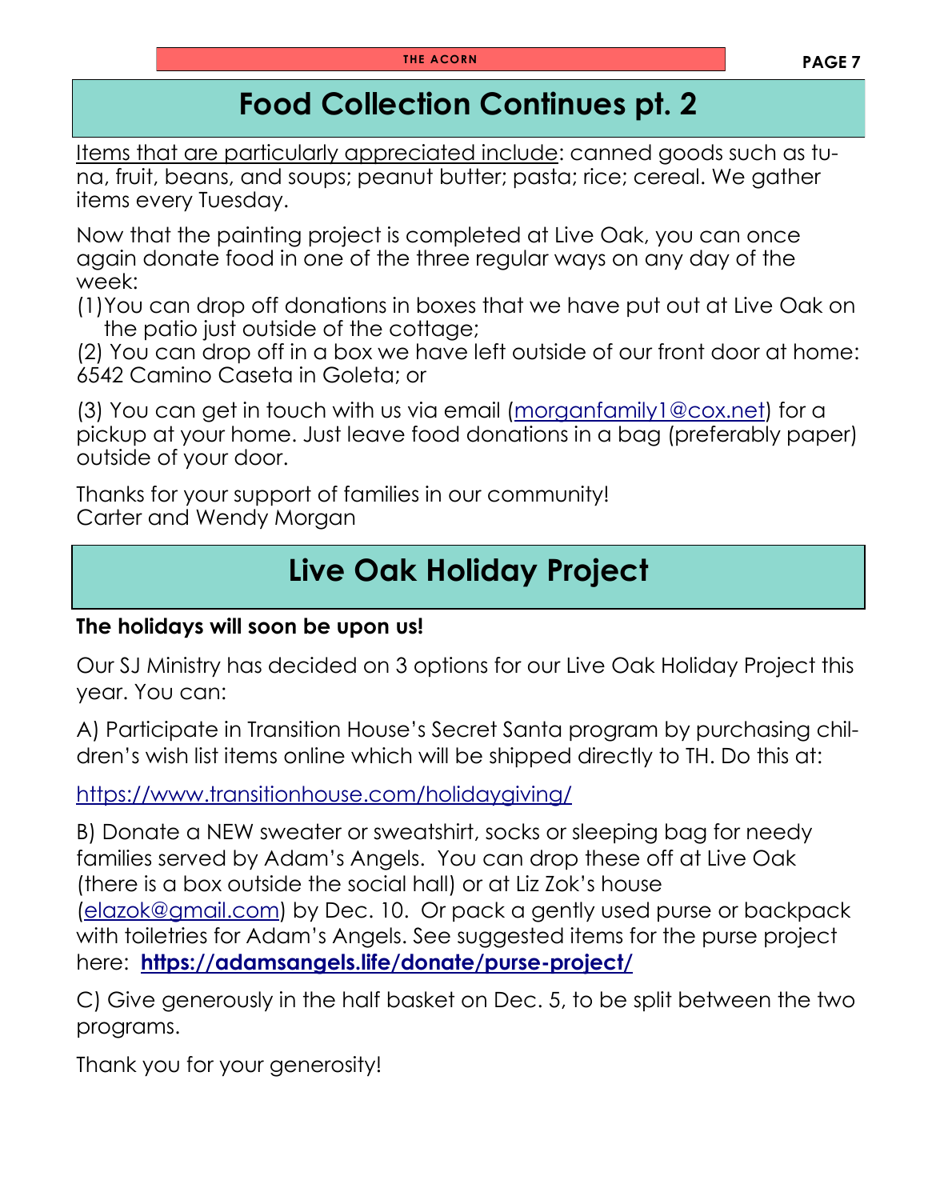# Food Collection Continues pt. 2

<u>Items that are particularly appreciated include</u>: canned goods such as tuna, fruit, beans, and soups; peanut butter; pasta; rice; cereal. We gather items every Tuesday.

Now that the painting project is completed at Live Oak, you can once again donate food in one of the three regular ways on any day of the week:

(1) You can drop off donations in boxes that we have put out at Live Oak on the patio just outside of the cottage;

(2) You can drop off in a box we have left outside of our front door at home: 6542 Camino Caseta in Goleta; or

(3) You can get in touch with us via email (morganfamily1@cox.net) for a pickup at your home. Just leave food donations in a bag (preferably paper) outside of your door.

Thanks for your support of families in our community!
Carter and Wendy Morgan

# Live Oak Holiday Project

**The holidays will soon be upon us!**

Our SJ Ministry has decided on 3 options for our Live Oak Holiday Project this year. You can:

A) Participate in Transition House's Secret Santa program by purchasing children's wish list items online which will be shipped directly to TH. Do this at:

https://www.transitionhouse.com/holidaygiving/

B) Donate a NEW sweater or sweatshirt, socks or sleeping bag for needy families served by Adam's Angels. You can drop these off at Live Oak (there is a box outside the social hall) or at Liz Zok's house (elazok@gmail.com) by Dec. 10. Or pack a gently used purse or backpack with toiletries for Adam's Angels. See suggested items for the purse project here: **https://adamsangels.life/donate/purse-project/**

C) Give generously in the half basket on Dec. 5, to be split between the two programs.

Thank you for your generosity!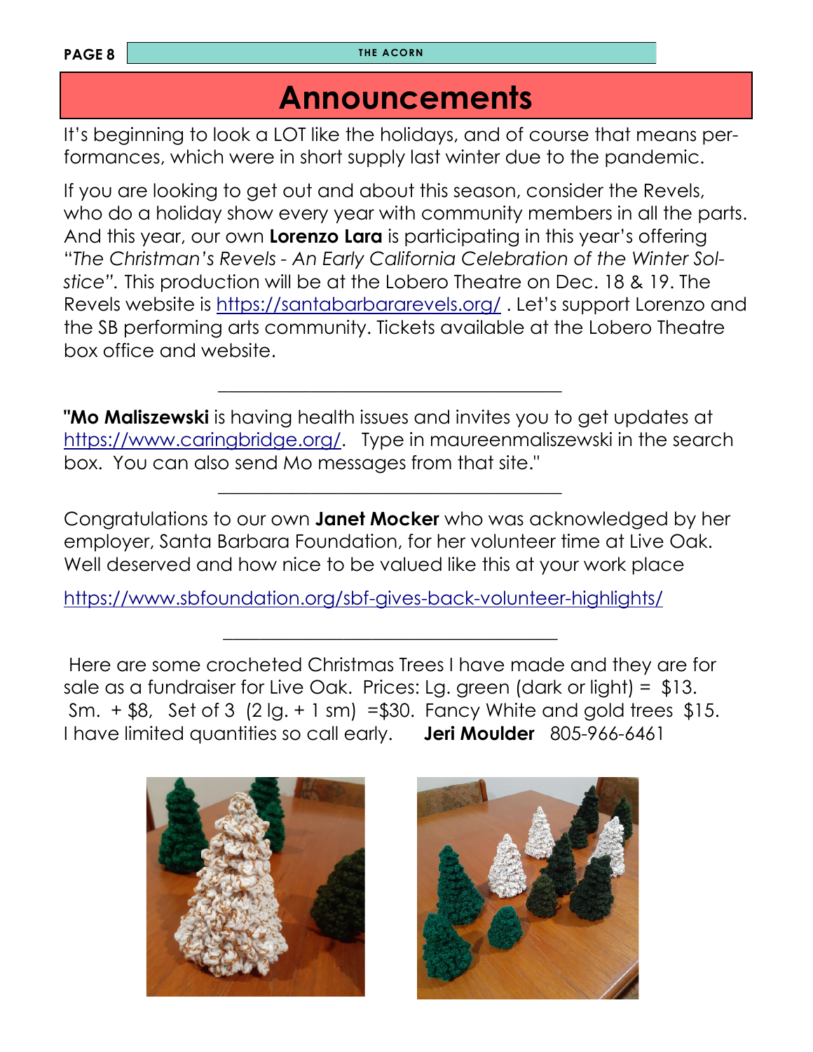# Announcements

It's beginning to look a LOT like the holidays, and of course that means performances, which were in short supply last winter due to the pandemic.

If you are looking to get out and about this season, consider the Revels, who do a holiday show every year with community members in all the parts. And this year, our own **Lorenzo Lara** is participating in this year's offering "*The Christman's Revels - An Early California Celebration of the Winter Solstice*". This production will be at the Lobero Theatre on Dec. 18 & 19. The Revels website is https://santabarbararevels.org/ . Let's support Lorenzo and the SB performing arts community. Tickets available at the Lobero Theatre box office and website.

---

"**Mo Maliszewski** is having health issues and invites you to get updates at https://www.caringbridge.org/. Type in maureenmaliszewski in the search box. You can also send Mo messages from that site."

---

Congratulations to our own **Janet Mocker** who was acknowledged by her employer, Santa Barbara Foundation, for her volunteer time at Live Oak. Well deserved and how nice to be valued like this at your work place

https://www.sbfoundation.org/sbf-gives-back-volunteer-highlights/

---

Here are some crocheted Christmas Trees I have made and they are for sale as a fundraiser for Live Oak. Prices: Lg. green (dark or light) = $13. Sm. + $8, Set of 3 (2 lg. + 1 sm) =$30. Fancy White and gold trees $15. I have limited quantities so call early. **Jeri Moulder** 805-966-6461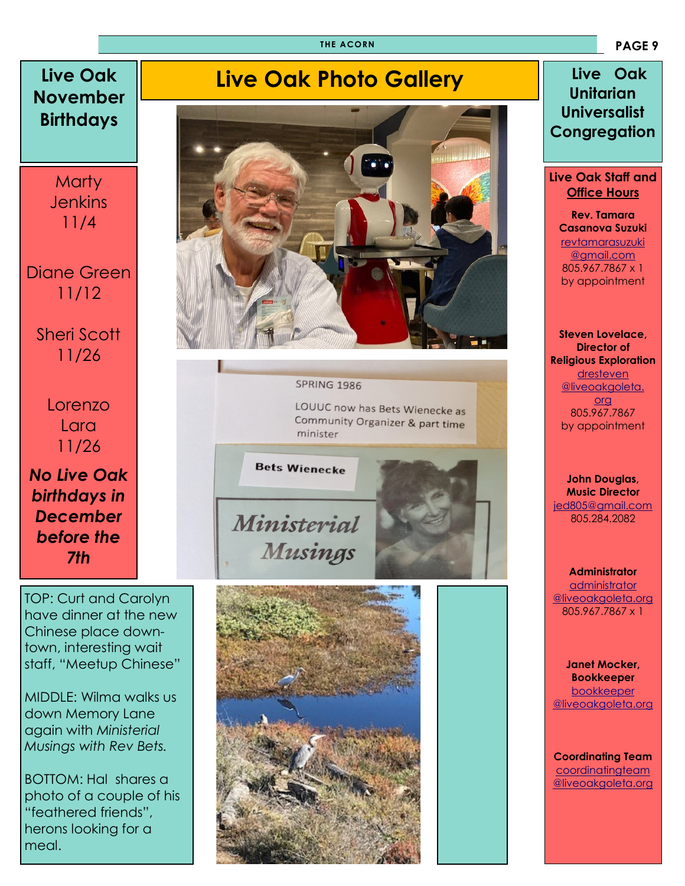## Live Oak November Birthdays

Marty Jenkins
11/4

Diane Green
11/12

Sheri Scott
11/26

Lorenzo Lara
11/26

***No Live Oak birthdays in December before the 7th***

# Live Oak Photo Gallery

SPRING 1986

LOUUC now has Bets Wienecke as Community Organizer & part time minister

**Bets Wienecke**

*Ministerial Musings*

TOP: Curt and Carolyn have dinner at the new Chinese place down-town, interesting wait staff, "Meetup Chinese"

MIDDLE: Wilma walks us down Memory Lane again with *Ministerial Musings with Rev Bets.*

BOTTOM: Hal shares a photo of a couple of his "feathered friends", herons looking for a meal.

## Live Oak Unitarian Universalist Congregation

### Live Oak Staff and Office Hours

**Rev. Tamara Casanova Suzuki**
revtamarasuzuki@gmail.com
805.967.7867 x 1
by appointment

**Steven Lovelace, Director of Religious Exploration**
dresteven@liveoakgoleta.org
805.967.7867
by appointment

**John Douglas, Music Director**
jed805@gmail.com
805.284.2082

**Administrator**
administrator@liveoakgoleta.org
805.967.7867 x 1

**Janet Mocker, Bookkeeper**
bookkeeper@liveoakgoleta.org

**Coordinating Team**
coordinatingteam@liveoakgoleta.org